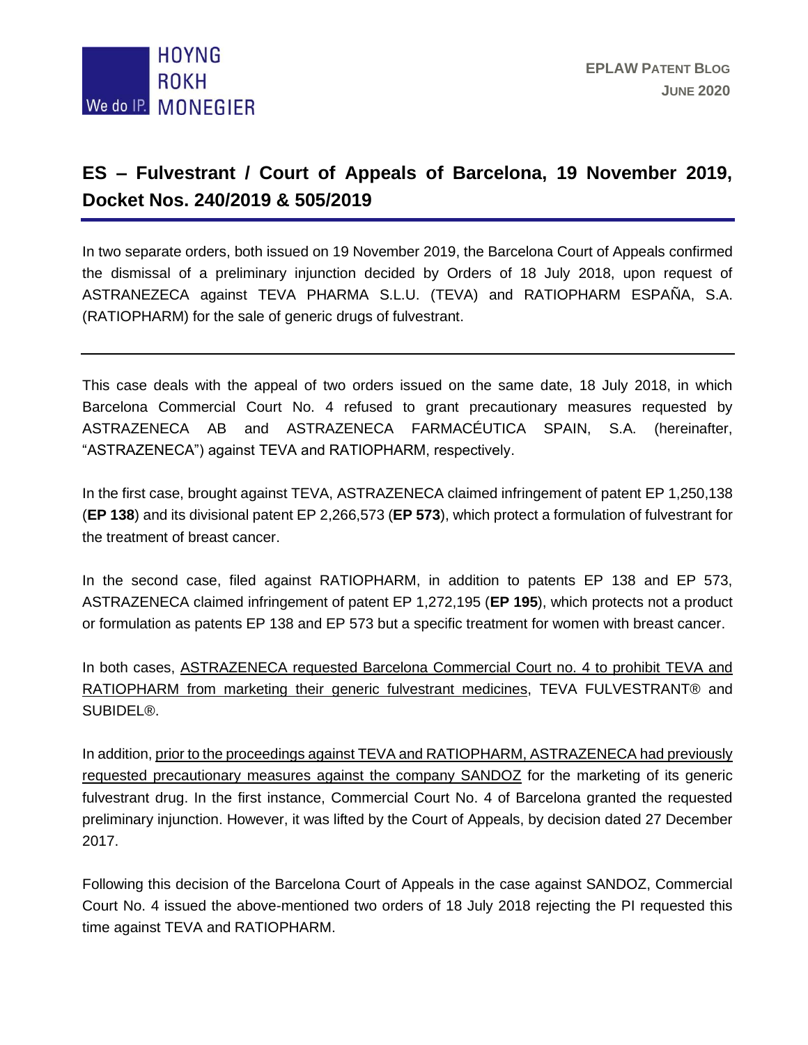# ES – Fulvestrant / Court of Appeals of Barcelona, 19 November 2019, Docket Nos. 240/2019 & 505/2019

In two separate orders, both issued on 19 November 2019, the Barcelona Court of Appeals confirmed the dismissal of a preliminary injunction decided by Orders of 18 July 2018, upon request of ASTRANEZECA against TEVA PHARMA S.L.U. (TEVA) and RATIOPHARM ESPAÑA, S.A. (RATIOPHARM) for the sale of generic drugs of fulvestrant.

---

This case deals with the appeal of two orders issued on the same date, 18 July 2018, in which Barcelona Commercial Court No. 4 refused to grant precautionary measures requested by ASTRAZENECA AB and ASTRAZENECA FARMACÉUTICA SPAIN, S.A. (hereinafter, "ASTRAZENECA") against TEVA and RATIOPHARM, respectively.

In the first case, brought against TEVA, ASTRAZENECA claimed infringement of patent EP 1,250,138 (**EP 138**) and its divisional patent EP 2,266,573 (**EP 573**), which protect a formulation of fulvestrant for the treatment of breast cancer.

In the second case, filed against RATIOPHARM, in addition to patents EP 138 and EP 573, ASTRAZENECA claimed infringement of patent EP 1,272,195 (**EP 195**), which protects not a product or formulation as patents EP 138 and EP 573 but a specific treatment for women with breast cancer.

In both cases, ASTRAZENECA requested Barcelona Commercial Court no. 4 to prohibit TEVA and RATIOPHARM from marketing their generic fulvestrant medicines, TEVA FULVESTRANT® and SUBIDEL®.

In addition, prior to the proceedings against TEVA and RATIOPHARM, ASTRAZENECA had previously requested precautionary measures against the company SANDOZ for the marketing of its generic fulvestrant drug. In the first instance, Commercial Court No. 4 of Barcelona granted the requested preliminary injunction. However, it was lifted by the Court of Appeals, by decision dated 27 December 2017.

Following this decision of the Barcelona Court of Appeals in the case against SANDOZ, Commercial Court No. 4 issued the above-mentioned two orders of 18 July 2018 rejecting the PI requested this time against TEVA and RATIOPHARM.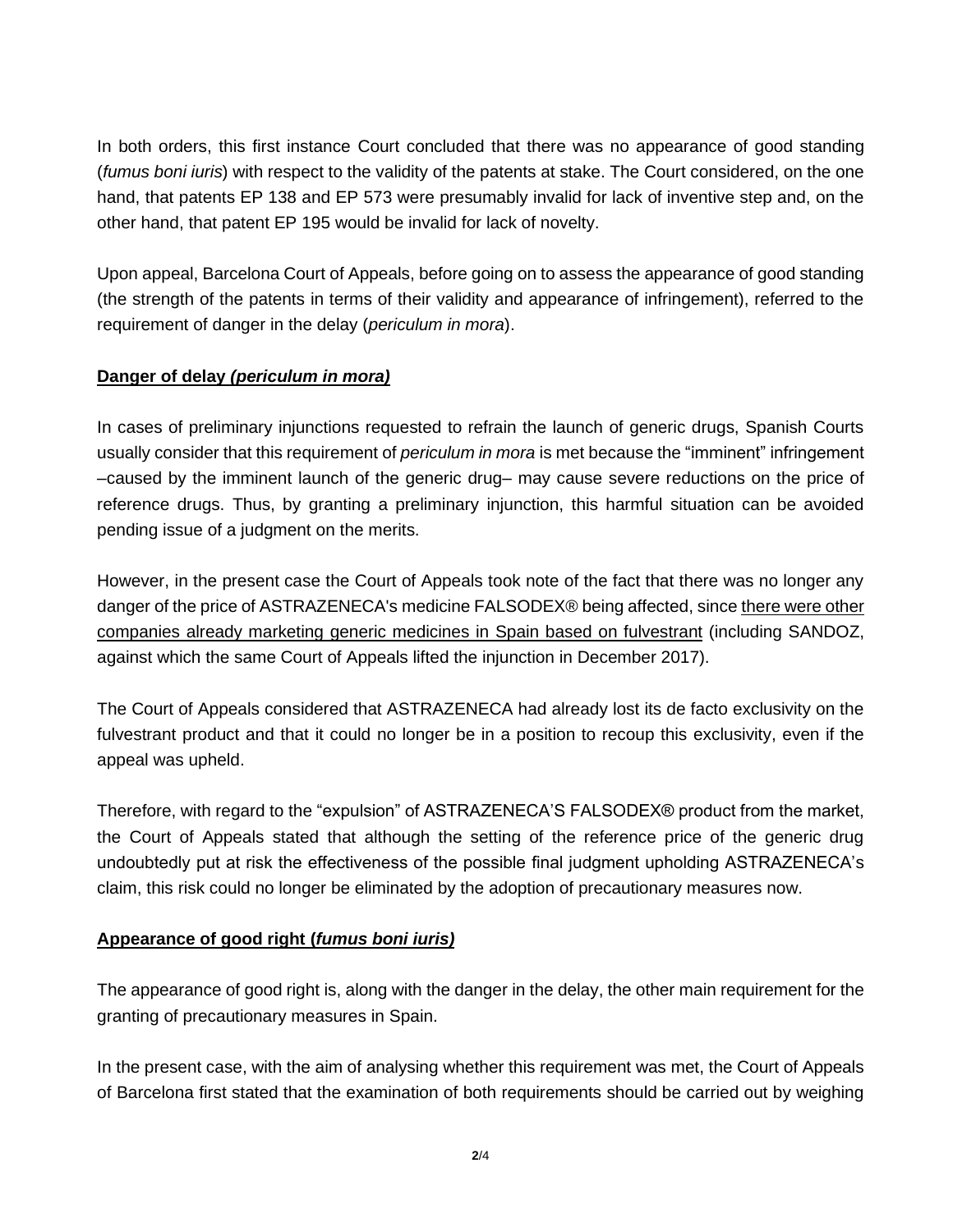In both orders, this first instance Court concluded that there was no appearance of good standing (*fumus boni iuris*) with respect to the validity of the patents at stake. The Court considered, on the one hand, that patents EP 138 and EP 573 were presumably invalid for lack of inventive step and, on the other hand, that patent EP 195 would be invalid for lack of novelty.

Upon appeal, Barcelona Court of Appeals, before going on to assess the appearance of good standing (the strength of the patents in terms of their validity and appearance of infringement), referred to the requirement of danger in the delay (*periculum in mora*).

## Danger of delay *(periculum in mora)*

In cases of preliminary injunctions requested to refrain the launch of generic drugs, Spanish Courts usually consider that this requirement of *periculum in mora* is met because the "imminent" infringement –caused by the imminent launch of the generic drug– may cause severe reductions on the price of reference drugs. Thus, by granting a preliminary injunction, this harmful situation can be avoided pending issue of a judgment on the merits.

However, in the present case the Court of Appeals took note of the fact that there was no longer any danger of the price of ASTRAZENECA's medicine FALSODEX® being affected, since there were other companies already marketing generic medicines in Spain based on fulvestrant (including SANDOZ, against which the same Court of Appeals lifted the injunction in December 2017).

The Court of Appeals considered that ASTRAZENECA had already lost its de facto exclusivity on the fulvestrant product and that it could no longer be in a position to recoup this exclusivity, even if the appeal was upheld.

Therefore, with regard to the "expulsion" of ASTRAZENECA'S FALSODEX® product from the market, the Court of Appeals stated that although the setting of the reference price of the generic drug undoubtedly put at risk the effectiveness of the possible final judgment upholding ASTRAZENECA's claim, this risk could no longer be eliminated by the adoption of precautionary measures now.

## Appearance of good right (*fumus boni iuris)*

The appearance of good right is, along with the danger in the delay, the other main requirement for the granting of precautionary measures in Spain.

In the present case, with the aim of analysing whether this requirement was met, the Court of Appeals of Barcelona first stated that the examination of both requirements should be carried out by weighing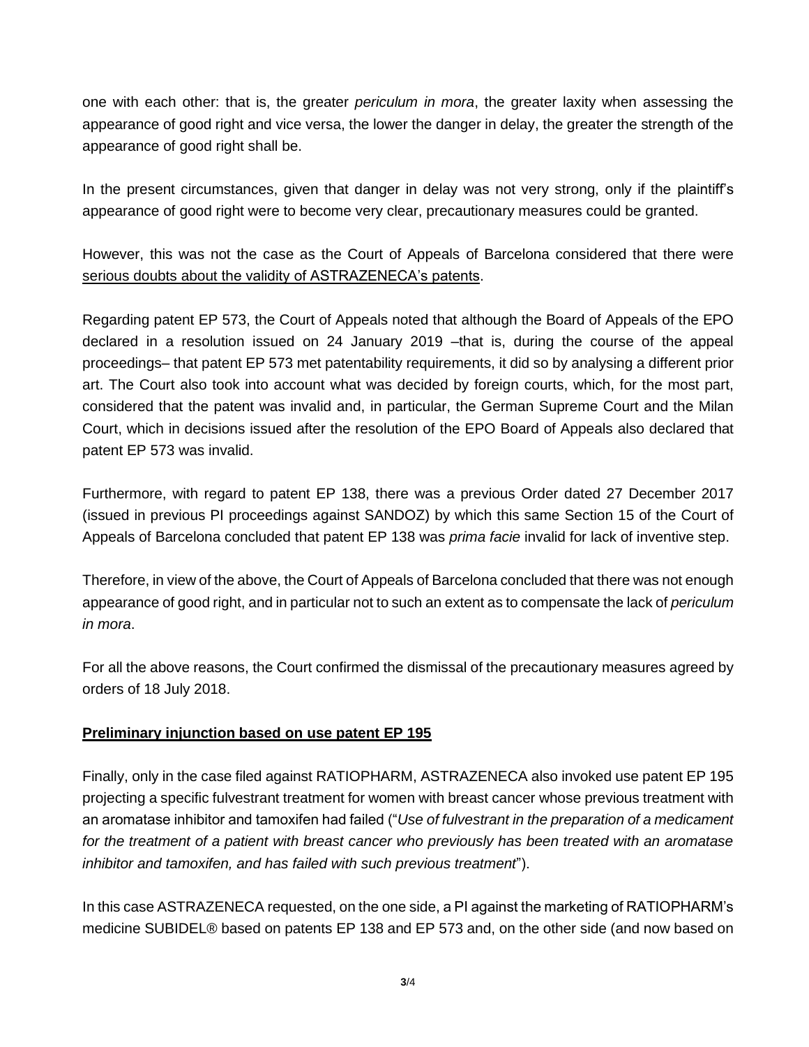one with each other: that is, the greater *periculum in mora*, the greater laxity when assessing the appearance of good right and vice versa, the lower the danger in delay, the greater the strength of the appearance of good right shall be.

In the present circumstances, given that danger in delay was not very strong, only if the plaintiff's appearance of good right were to become very clear, precautionary measures could be granted.

However, this was not the case as the Court of Appeals of Barcelona considered that there were serious doubts about the validity of ASTRAZENECA's patents.

Regarding patent EP 573, the Court of Appeals noted that although the Board of Appeals of the EPO declared in a resolution issued on 24 January 2019 –that is, during the course of the appeal proceedings– that patent EP 573 met patentability requirements, it did so by analysing a different prior art. The Court also took into account what was decided by foreign courts, which, for the most part, considered that the patent was invalid and, in particular, the German Supreme Court and the Milan Court, which in decisions issued after the resolution of the EPO Board of Appeals also declared that patent EP 573 was invalid.

Furthermore, with regard to patent EP 138, there was a previous Order dated 27 December 2017 (issued in previous PI proceedings against SANDOZ) by which this same Section 15 of the Court of Appeals of Barcelona concluded that patent EP 138 was *prima facie* invalid for lack of inventive step.

Therefore, in view of the above, the Court of Appeals of Barcelona concluded that there was not enough appearance of good right, and in particular not to such an extent as to compensate the lack of *periculum in mora*.

For all the above reasons, the Court confirmed the dismissal of the precautionary measures agreed by orders of 18 July 2018.

**Preliminary injunction based on use patent EP 195**

Finally, only in the case filed against RATIOPHARM, ASTRAZENECA also invoked use patent EP 195 projecting a specific fulvestrant treatment for women with breast cancer whose previous treatment with an aromatase inhibitor and tamoxifen had failed ("*Use of fulvestrant in the preparation of a medicament for the treatment of a patient with breast cancer who previously has been treated with an aromatase inhibitor and tamoxifen, and has failed with such previous treatment*").

In this case ASTRAZENECA requested, on the one side, a PI against the marketing of RATIOPHARM's medicine SUBIDEL® based on patents EP 138 and EP 573 and, on the other side (and now based on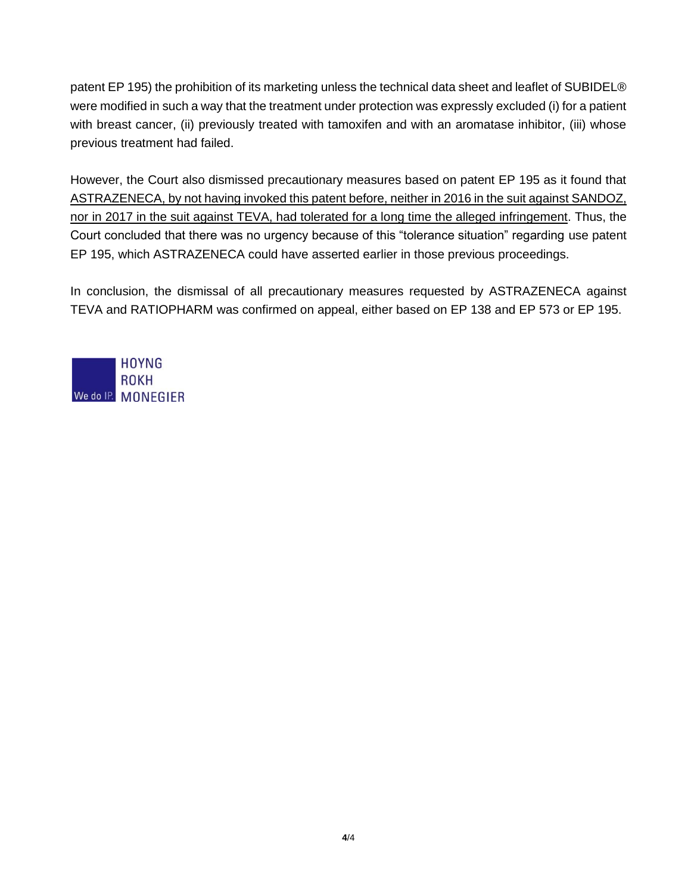patent EP 195) the prohibition of its marketing unless the technical data sheet and leaflet of SUBIDEL® were modified in such a way that the treatment under protection was expressly excluded (i) for a patient with breast cancer, (ii) previously treated with tamoxifen and with an aromatase inhibitor, (iii) whose previous treatment had failed.

However, the Court also dismissed precautionary measures based on patent EP 195 as it found that <u>ASTRAZENECA, by not having invoked this patent before, neither in 2016 in the suit against SANDOZ, nor in 2017 in the suit against TEVA, had tolerated for a long time the alleged infringement</u>. Thus, the Court concluded that there was no urgency because of this "tolerance situation" regarding use patent EP 195, which ASTRAZENECA could have asserted earlier in those previous proceedings.

In conclusion, the dismissal of all precautionary measures requested by ASTRAZENECA against TEVA and RATIOPHARM was confirmed on appeal, either based on EP 138 and EP 573 or EP 195.

We do IP. HOYNG ROKH MONEGIER